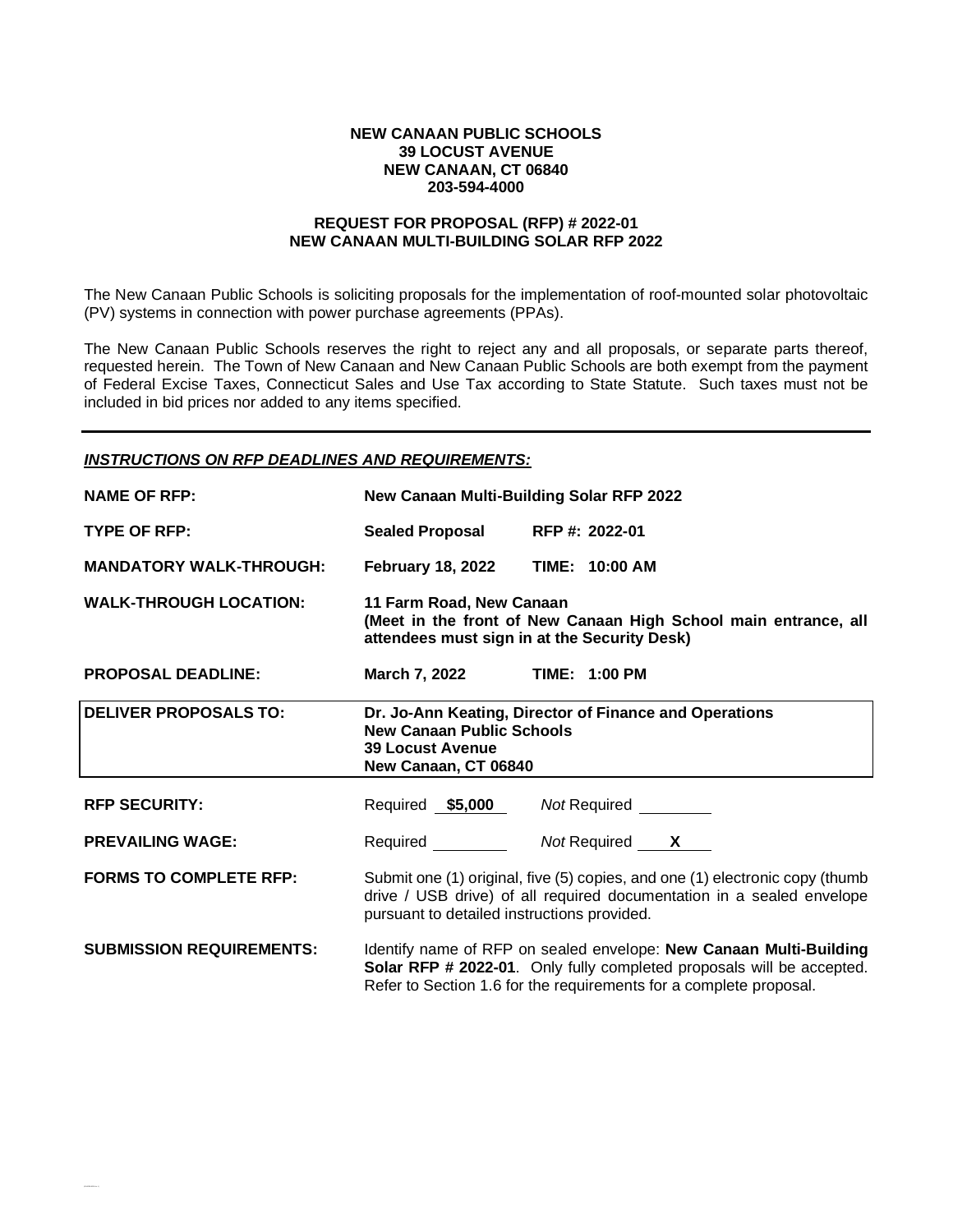**NEW CANAAN PUBLIC SCHOOLS**
**39 LOCUST AVENUE**
**NEW CANAAN, CT 06840**
**203-594-4000**

**REQUEST FOR PROPOSAL (RFP) # 2022-01**
**NEW CANAAN MULTI-BUILDING SOLAR RFP 2022**

The New Canaan Public Schools is soliciting proposals for the implementation of roof-mounted solar photovoltaic (PV) systems in connection with power purchase agreements (PPAs).

The New Canaan Public Schools reserves the right to reject any and all proposals, or separate parts thereof, requested herein. The Town of New Canaan and New Canaan Public Schools are both exempt from the payment of Federal Excise Taxes, Connecticut Sales and Use Tax according to State Statute. Such taxes must not be included in bid prices nor added to any items specified.

---

***INSTRUCTIONS ON RFP DEADLINES AND REQUIREMENTS:***

| | |
|---|---|
| **NAME OF RFP:** | **New Canaan Multi-Building Solar RFP 2022** |
| **TYPE OF RFP:** | **Sealed Proposal** RFP #: 2022-01 |
| **MANDATORY WALK-THROUGH:** | **February 18, 2022** TIME: 10:00 AM |
| **WALK-THROUGH LOCATION:** | **11 Farm Road, New Canaan (Meet in the front of New Canaan High School main entrance, all attendees must sign in at the Security Desk)** |
| **PROPOSAL DEADLINE:** | **March 7, 2022** TIME: 1:00 PM |
| **DELIVER PROPOSALS TO:** | **Dr. Jo-Ann Keating, Director of Finance and Operations, New Canaan Public Schools, 39 Locust Avenue, New Canaan, CT 06840** |
| **RFP SECURITY:** | Required **\$5,000** *Not* Required ______ |
| **PREVAILING WAGE:** | Required ______ *Not* Required **X** |
| **FORMS TO COMPLETE RFP:** | Submit one (1) original, five (5) copies, and one (1) electronic copy (thumb drive / USB drive) of all required documentation in a sealed envelope pursuant to detailed instructions provided. |
| **SUBMISSION REQUIREMENTS:** | Identify name of RFP on sealed envelope: **New Canaan Multi-Building Solar RFP # 2022-01**. Only fully completed proposals will be accepted. Refer to Section 1.6 for the requirements for a complete proposal. |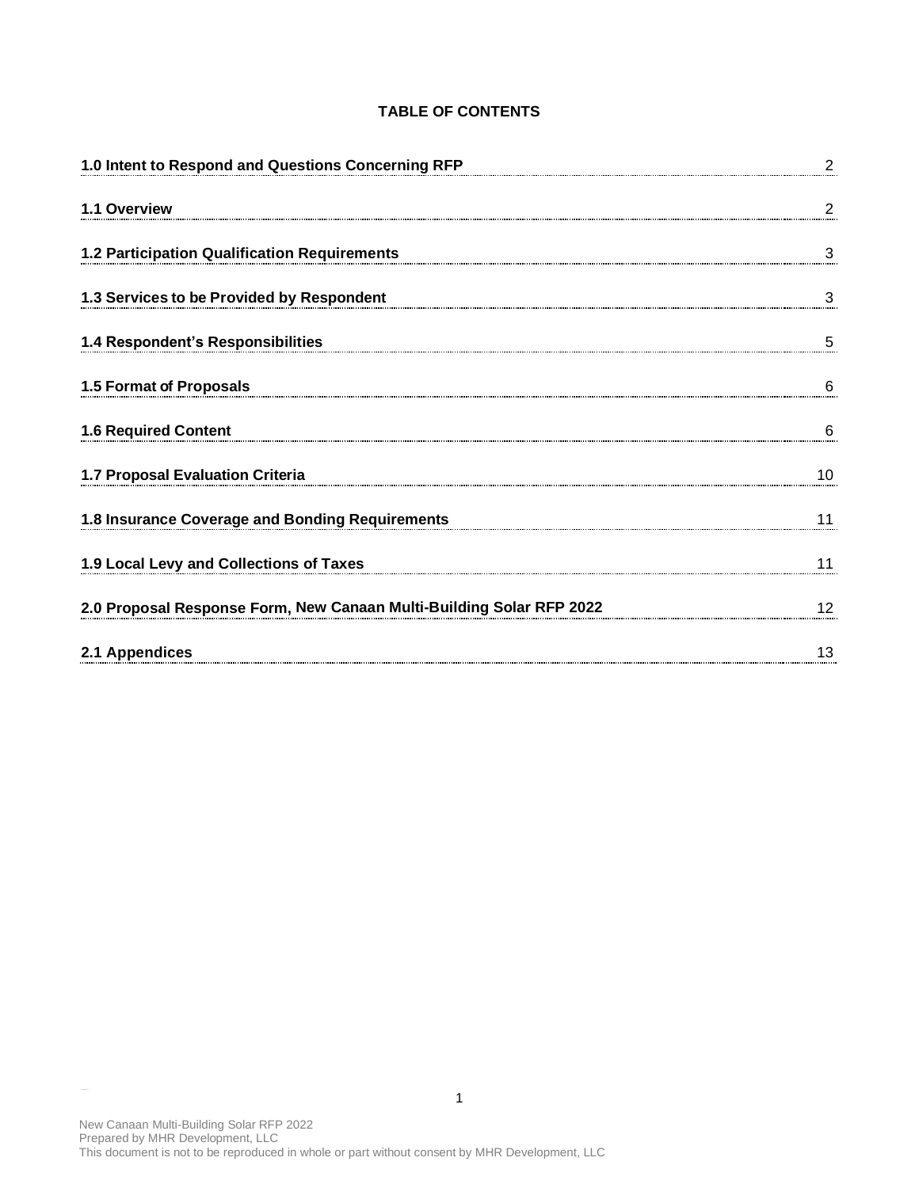**TABLE OF CONTENTS**

| | |
|---|---|
| **1.0 Intent to Respond and Questions Concerning RFP** | 2 |
| **1.1 Overview** | 2 |
| **1.2 Participation Qualification Requirements** | 3 |
| **1.3 Services to be Provided by Respondent** | 3 |
| **1.4 Respondent's Responsibilities** | 5 |
| **1.5 Format of Proposals** | 6 |
| **1.6 Required Content** | 6 |
| **1.7 Proposal Evaluation Criteria** | 10 |
| **1.8 Insurance Coverage and Bonding Requirements** | 11 |
| **1.9 Local Levy and Collections of Taxes** | 11 |
| **2.0 Proposal Response Form, New Canaan Multi-Building Solar RFP 2022** | 12 |
| **2.1 Appendices** | 13 |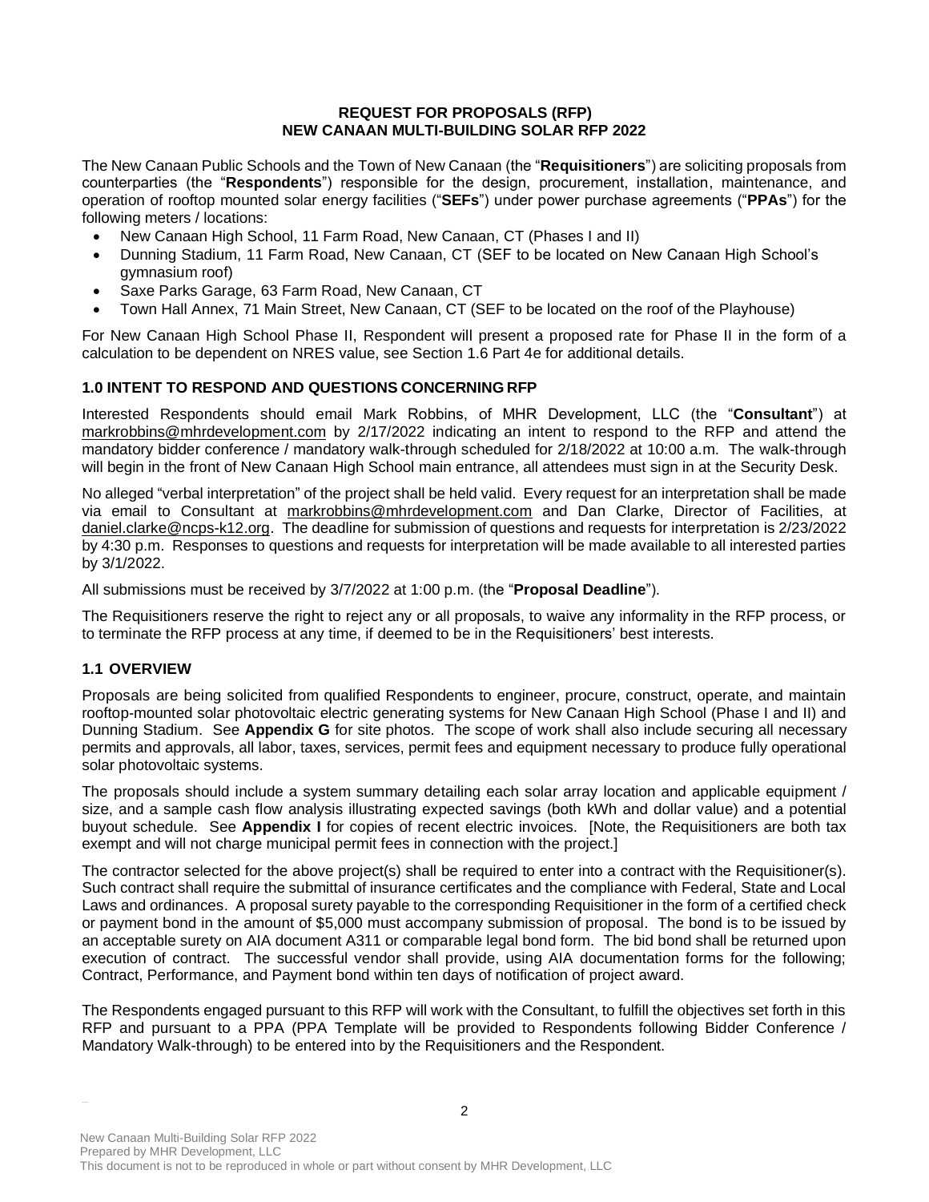**REQUEST FOR PROPOSALS (RFP)**
**NEW CANAAN MULTI-BUILDING SOLAR RFP 2022**

The New Canaan Public Schools and the Town of New Canaan (the "**Requisitioners**") are soliciting proposals from counterparties (the "**Respondents**") responsible for the design, procurement, installation, maintenance, and operation of rooftop mounted solar energy facilities ("**SEFs**") under power purchase agreements ("**PPAs**") for the following meters / locations:

- New Canaan High School, 11 Farm Road, New Canaan, CT (Phases I and II)
- Dunning Stadium, 11 Farm Road, New Canaan, CT (SEF to be located on New Canaan High School's gymnasium roof)
- Saxe Parks Garage, 63 Farm Road, New Canaan, CT
- Town Hall Annex, 71 Main Street, New Canaan, CT (SEF to be located on the roof of the Playhouse)

For New Canaan High School Phase II, Respondent will present a proposed rate for Phase II in the form of a calculation to be dependent on NRES value, see Section 1.6 Part 4e for additional details.

## 1.0 INTENT TO RESPOND AND QUESTIONS CONCERNING RFP

Interested Respondents should email Mark Robbins, of MHR Development, LLC (the "**Consultant**") at markrobbins@mhrdevelopment.com by 2/17/2022 indicating an intent to respond to the RFP and attend the mandatory bidder conference / mandatory walk-through scheduled for 2/18/2022 at 10:00 a.m. The walk-through will begin in the front of New Canaan High School main entrance, all attendees must sign in at the Security Desk.

No alleged "verbal interpretation" of the project shall be held valid. Every request for an interpretation shall be made via email to Consultant at markrobbins@mhrdevelopment.com and Dan Clarke, Director of Facilities, at daniel.clarke@ncps-k12.org. The deadline for submission of questions and requests for interpretation is 2/23/2022 by 4:30 p.m. Responses to questions and requests for interpretation will be made available to all interested parties by 3/1/2022.

All submissions must be received by 3/7/2022 at 1:00 p.m. (the "**Proposal Deadline**").

The Requisitioners reserve the right to reject any or all proposals, to waive any informality in the RFP process, or to terminate the RFP process at any time, if deemed to be in the Requisitioners' best interests.

## 1.1 OVERVIEW

Proposals are being solicited from qualified Respondents to engineer, procure, construct, operate, and maintain rooftop-mounted solar photovoltaic electric generating systems for New Canaan High School (Phase I and II) and Dunning Stadium. See **Appendix G** for site photos. The scope of work shall also include securing all necessary permits and approvals, all labor, taxes, services, permit fees and equipment necessary to produce fully operational solar photovoltaic systems.

The proposals should include a system summary detailing each solar array location and applicable equipment / size, and a sample cash flow analysis illustrating expected savings (both kWh and dollar value) and a potential buyout schedule. See **Appendix I** for copies of recent electric invoices. [Note, the Requisitioners are both tax exempt and will not charge municipal permit fees in connection with the project.]

The contractor selected for the above project(s) shall be required to enter into a contract with the Requisitioner(s). Such contract shall require the submittal of insurance certificates and the compliance with Federal, State and Local Laws and ordinances. A proposal surety payable to the corresponding Requisitioner in the form of a certified check or payment bond in the amount of $5,000 must accompany submission of proposal. The bond is to be issued by an acceptable surety on AIA document A311 or comparable legal bond form. The bid bond shall be returned upon execution of contract. The successful vendor shall provide, using AIA documentation forms for the following; Contract, Performance, and Payment bond within ten days of notification of project award.

The Respondents engaged pursuant to this RFP will work with the Consultant, to fulfill the objectives set forth in this RFP and pursuant to a PPA (PPA Template will be provided to Respondents following Bidder Conference / Mandatory Walk-through) to be entered into by the Requisitioners and the Respondent.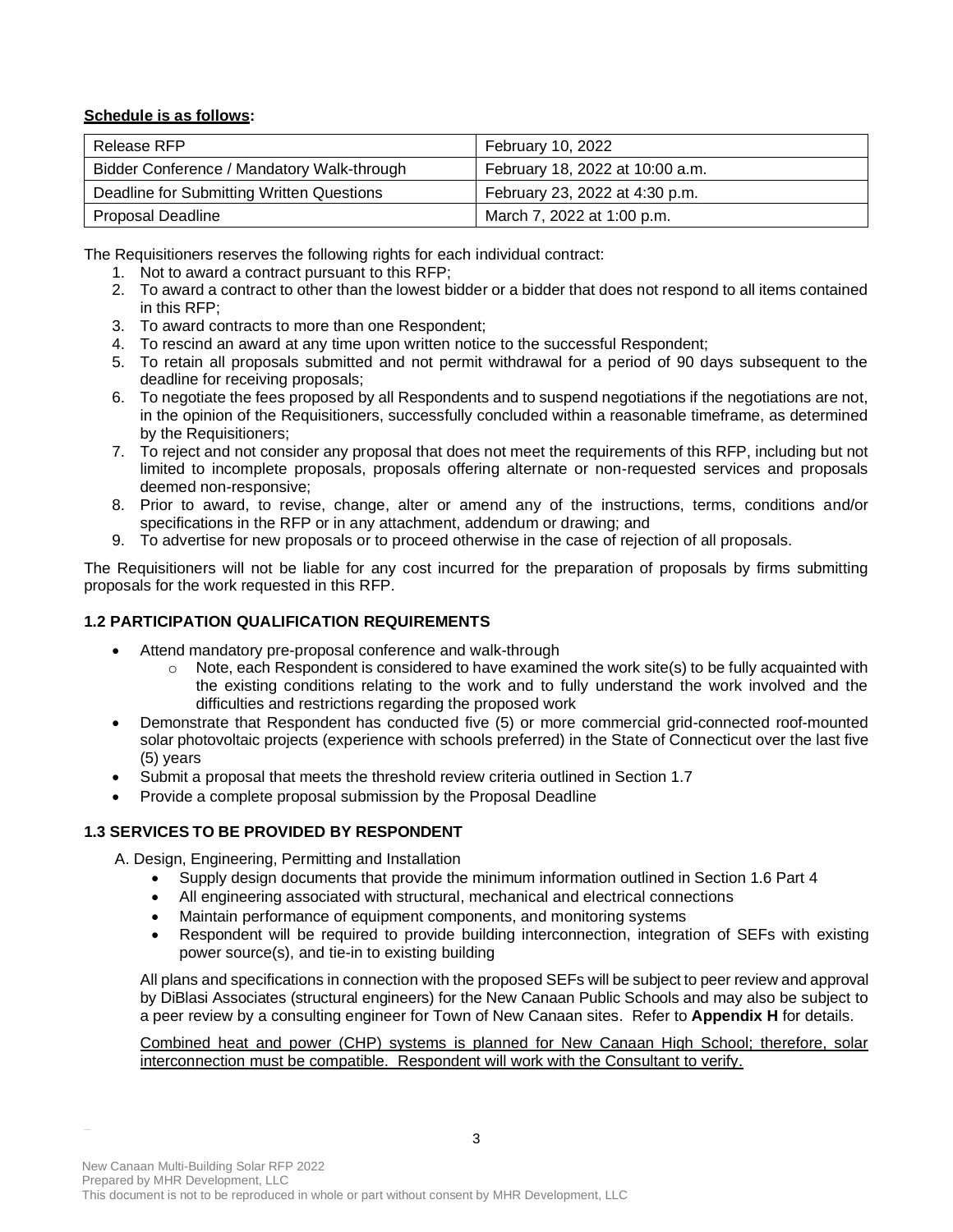**Schedule is as follows:**

| Release RFP | February 10, 2022 |
|---|---|
| Bidder Conference / Mandatory Walk-through | February 18, 2022 at 10:00 a.m. |
| Deadline for Submitting Written Questions | February 23, 2022 at 4:30 p.m. |
| Proposal Deadline | March 7, 2022 at 1:00 p.m. |

The Requisitioners reserves the following rights for each individual contract:

1. Not to award a contract pursuant to this RFP;
2. To award a contract to other than the lowest bidder or a bidder that does not respond to all items contained in this RFP;
3. To award contracts to more than one Respondent;
4. To rescind an award at any time upon written notice to the successful Respondent;
5. To retain all proposals submitted and not permit withdrawal for a period of 90 days subsequent to the deadline for receiving proposals;
6. To negotiate the fees proposed by all Respondents and to suspend negotiations if the negotiations are not, in the opinion of the Requisitioners, successfully concluded within a reasonable timeframe, as determined by the Requisitioners;
7. To reject and not consider any proposal that does not meet the requirements of this RFP, including but not limited to incomplete proposals, proposals offering alternate or non-requested services and proposals deemed non-responsive;
8. Prior to award, to revise, change, alter or amend any of the instructions, terms, conditions and/or specifications in the RFP or in any attachment, addendum or drawing; and
9. To advertise for new proposals or to proceed otherwise in the case of rejection of all proposals.

The Requisitioners will not be liable for any cost incurred for the preparation of proposals by firms submitting proposals for the work requested in this RFP.

### 1.2 PARTICIPATION QUALIFICATION REQUIREMENTS

- Attend mandatory pre-proposal conference and walk-through
  - Note, each Respondent is considered to have examined the work site(s) to be fully acquainted with the existing conditions relating to the work and to fully understand the work involved and the difficulties and restrictions regarding the proposed work
- Demonstrate that Respondent has conducted five (5) or more commercial grid-connected roof-mounted solar photovoltaic projects (experience with schools preferred) in the State of Connecticut over the last five (5) years
- Submit a proposal that meets the threshold review criteria outlined in Section 1.7
- Provide a complete proposal submission by the Proposal Deadline

### 1.3 SERVICES TO BE PROVIDED BY RESPONDENT

A. Design, Engineering, Permitting and Installation

- Supply design documents that provide the minimum information outlined in Section 1.6 Part 4
- All engineering associated with structural, mechanical and electrical connections
- Maintain performance of equipment components, and monitoring systems
- Respondent will be required to provide building interconnection, integration of SEFs with existing power source(s), and tie-in to existing building

All plans and specifications in connection with the proposed SEFs will be subject to peer review and approval by DiBlasi Associates (structural engineers) for the New Canaan Public Schools and may also be subject to a peer review by a consulting engineer for Town of New Canaan sites. Refer to **Appendix H** for details.

<u>Combined heat and power (CHP) systems is planned for New Canaan High School; therefore, solar interconnection must be compatible. Respondent will work with the Consultant to verify.</u>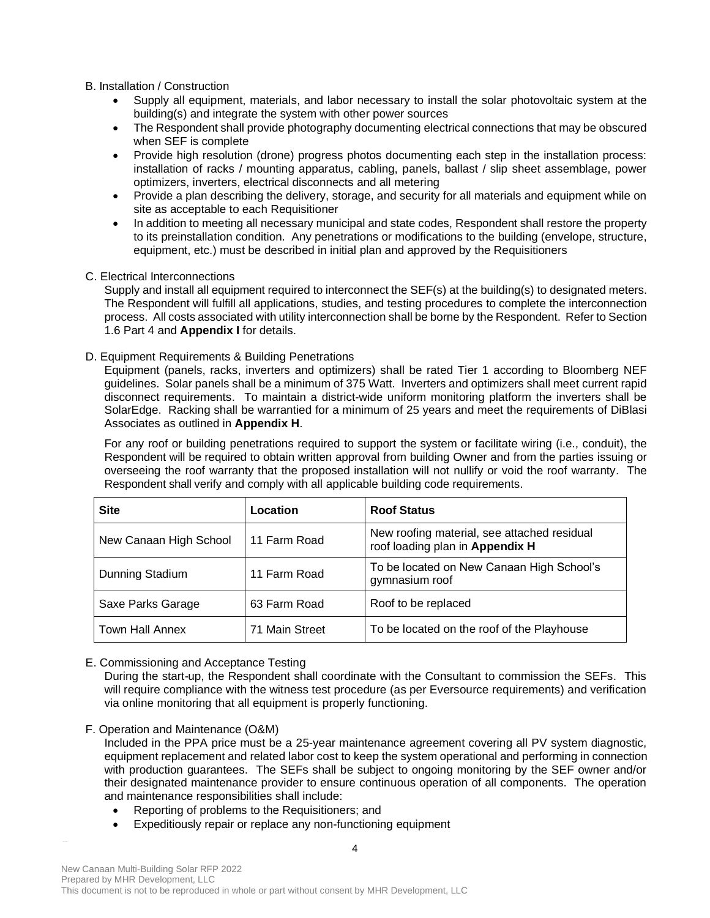B. Installation / Construction

- Supply all equipment, materials, and labor necessary to install the solar photovoltaic system at the building(s) and integrate the system with other power sources
- The Respondent shall provide photography documenting electrical connections that may be obscured when SEF is complete
- Provide high resolution (drone) progress photos documenting each step in the installation process: installation of racks / mounting apparatus, cabling, panels, ballast / slip sheet assemblage, power optimizers, inverters, electrical disconnects and all metering
- Provide a plan describing the delivery, storage, and security for all materials and equipment while on site as acceptable to each Requisitioner
- In addition to meeting all necessary municipal and state codes, Respondent shall restore the property to its preinstallation condition. Any penetrations or modifications to the building (envelope, structure, equipment, etc.) must be described in initial plan and approved by the Requisitioners

C. Electrical Interconnections

Supply and install all equipment required to interconnect the SEF(s) at the building(s) to designated meters. The Respondent will fulfill all applications, studies, and testing procedures to complete the interconnection process. All costs associated with utility interconnection shall be borne by the Respondent. Refer to Section 1.6 Part 4 and **Appendix I** for details.

D. Equipment Requirements & Building Penetrations

Equipment (panels, racks, inverters and optimizers) shall be rated Tier 1 according to Bloomberg NEF guidelines. Solar panels shall be a minimum of 375 Watt. Inverters and optimizers shall meet current rapid disconnect requirements. To maintain a district-wide uniform monitoring platform the inverters shall be SolarEdge. Racking shall be warrantied for a minimum of 25 years and meet the requirements of DiBlasi Associates as outlined in **Appendix H**.

For any roof or building penetrations required to support the system or facilitate wiring (i.e., conduit), the Respondent will be required to obtain written approval from building Owner and from the parties issuing or overseeing the roof warranty that the proposed installation will not nullify or void the roof warranty. The Respondent shall verify and comply with all applicable building code requirements.

| **Site** | **Location** | **Roof Status** |
|---|---|---|
| New Canaan High School | 11 Farm Road | New roofing material, see attached residual roof loading plan in **Appendix H** |
| Dunning Stadium | 11 Farm Road | To be located on New Canaan High School's gymnasium roof |
| Saxe Parks Garage | 63 Farm Road | Roof to be replaced |
| Town Hall Annex | 71 Main Street | To be located on the roof of the Playhouse |

E. Commissioning and Acceptance Testing

During the start-up, the Respondent shall coordinate with the Consultant to commission the SEFs. This will require compliance with the witness test procedure (as per Eversource requirements) and verification via online monitoring that all equipment is properly functioning.

F. Operation and Maintenance (O&M)

Included in the PPA price must be a 25-year maintenance agreement covering all PV system diagnostic, equipment replacement and related labor cost to keep the system operational and performing in connection with production guarantees. The SEFs shall be subject to ongoing monitoring by the SEF owner and/or their designated maintenance provider to ensure continuous operation of all components. The operation and maintenance responsibilities shall include:

- Reporting of problems to the Requisitioners; and
- Expeditiously repair or replace any non-functioning equipment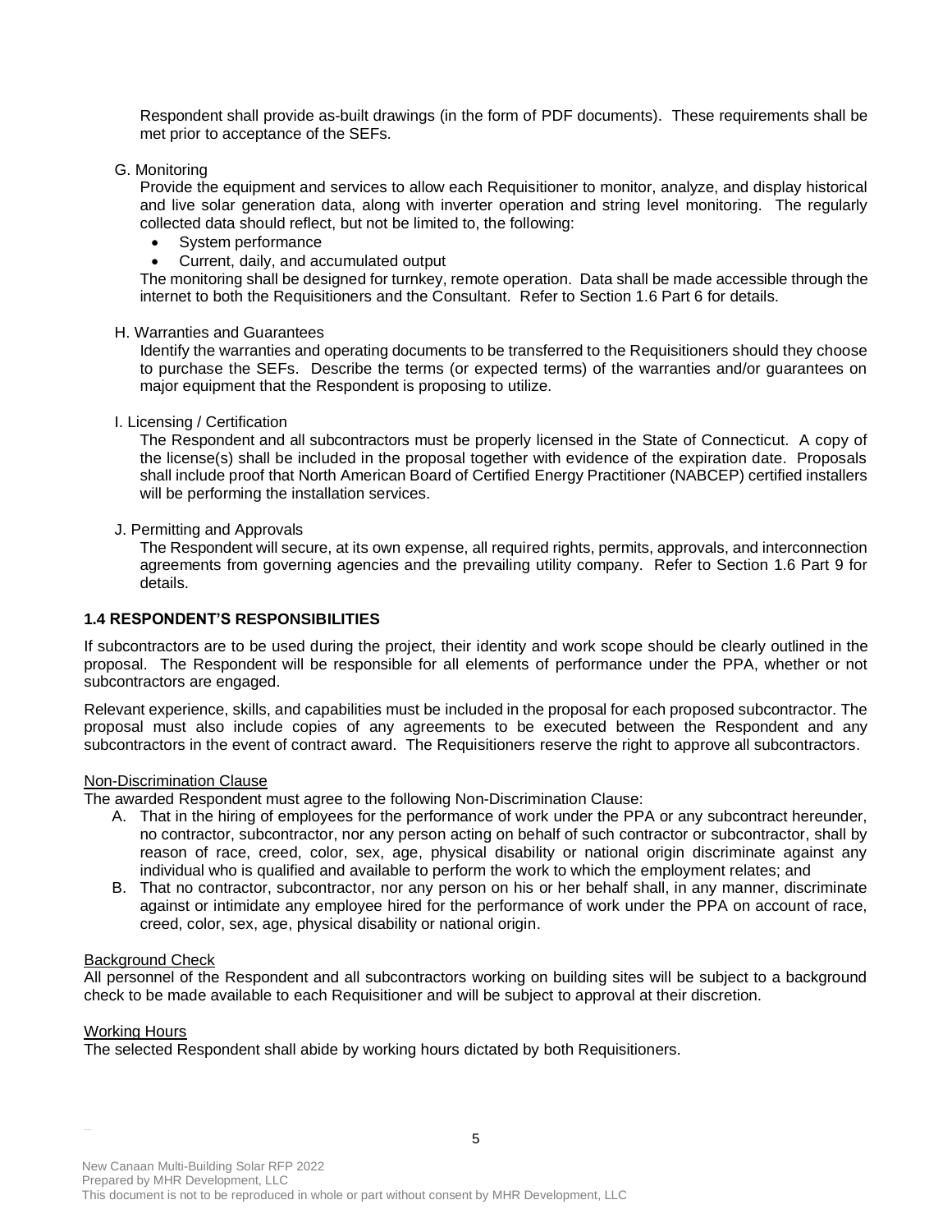Respondent shall provide as-built drawings (in the form of PDF documents). These requirements shall be met prior to acceptance of the SEFs.

G. Monitoring

Provide the equipment and services to allow each Requisitioner to monitor, analyze, and display historical and live solar generation data, along with inverter operation and string level monitoring. The regularly collected data should reflect, but not be limited to, the following:

- System performance
- Current, daily, and accumulated output

The monitoring shall be designed for turnkey, remote operation. Data shall be made accessible through the internet to both the Requisitioners and the Consultant. Refer to Section 1.6 Part 6 for details.

H. Warranties and Guarantees

Identify the warranties and operating documents to be transferred to the Requisitioners should they choose to purchase the SEFs. Describe the terms (or expected terms) of the warranties and/or guarantees on major equipment that the Respondent is proposing to utilize.

I. Licensing / Certification

The Respondent and all subcontractors must be properly licensed in the State of Connecticut. A copy of the license(s) shall be included in the proposal together with evidence of the expiration date. Proposals shall include proof that North American Board of Certified Energy Practitioner (NABCEP) certified installers will be performing the installation services.

J. Permitting and Approvals

The Respondent will secure, at its own expense, all required rights, permits, approvals, and interconnection agreements from governing agencies and the prevailing utility company. Refer to Section 1.6 Part 9 for details.

## 1.4 RESPONDENT'S RESPONSIBILITIES

If subcontractors are to be used during the project, their identity and work scope should be clearly outlined in the proposal. The Respondent will be responsible for all elements of performance under the PPA, whether or not subcontractors are engaged.

Relevant experience, skills, and capabilities must be included in the proposal for each proposed subcontractor. The proposal must also include copies of any agreements to be executed between the Respondent and any subcontractors in the event of contract award. The Requisitioners reserve the right to approve all subcontractors.

Non-Discrimination Clause

The awarded Respondent must agree to the following Non-Discrimination Clause:

A. That in the hiring of employees for the performance of work under the PPA or any subcontract hereunder, no contractor, subcontractor, nor any person acting on behalf of such contractor or subcontractor, shall by reason of race, creed, color, sex, age, physical disability or national origin discriminate against any individual who is qualified and available to perform the work to which the employment relates; and

B. That no contractor, subcontractor, nor any person on his or her behalf shall, in any manner, discriminate against or intimidate any employee hired for the performance of work under the PPA on account of race, creed, color, sex, age, physical disability or national origin.

Background Check

All personnel of the Respondent and all subcontractors working on building sites will be subject to a background check to be made available to each Requisitioner and will be subject to approval at their discretion.

Working Hours

The selected Respondent shall abide by working hours dictated by both Requisitioners.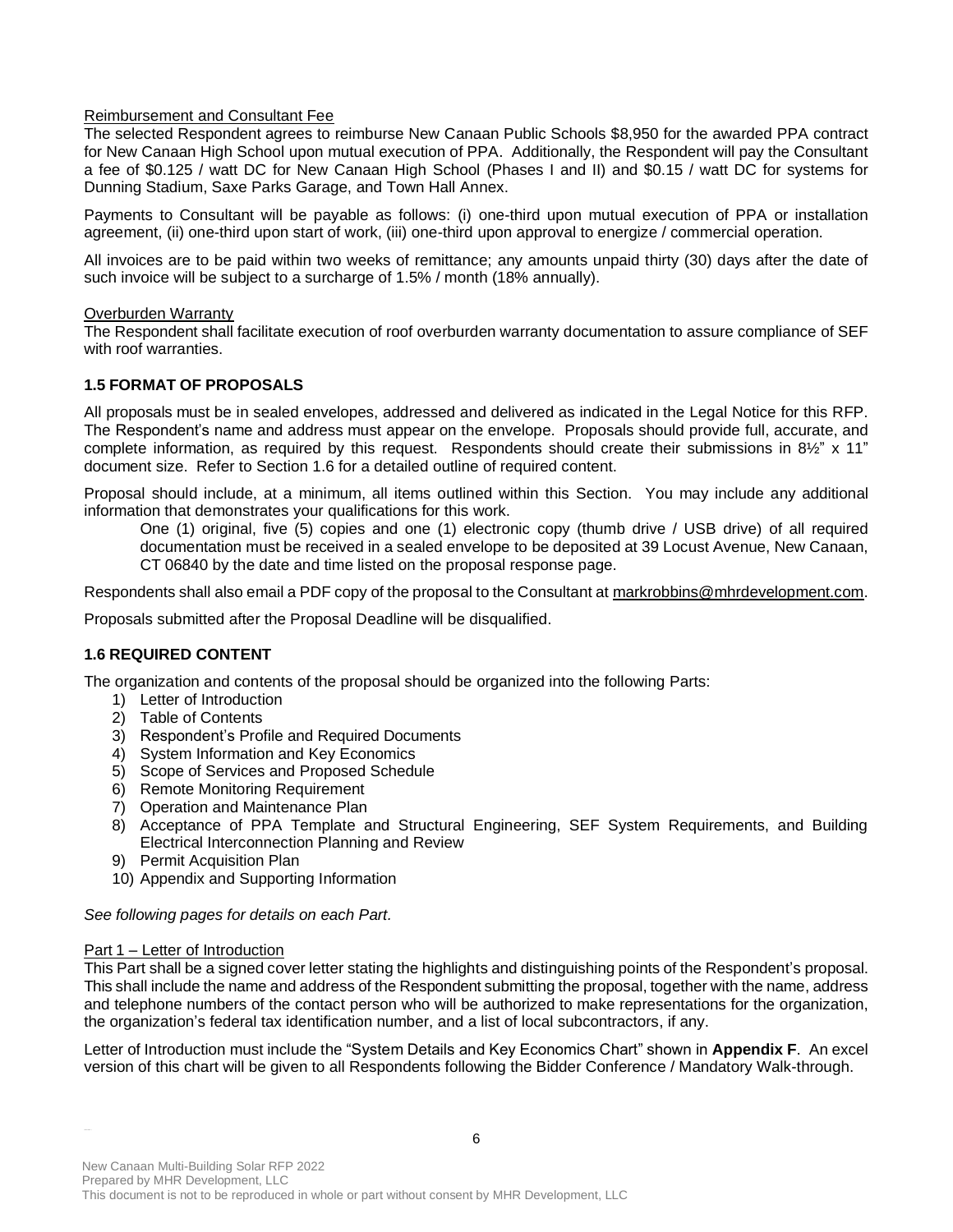Reimbursement and Consultant Fee

The selected Respondent agrees to reimburse New Canaan Public Schools $8,950 for the awarded PPA contract for New Canaan High School upon mutual execution of PPA. Additionally, the Respondent will pay the Consultant a fee of $0.125 / watt DC for New Canaan High School (Phases I and II) and $0.15 / watt DC for systems for Dunning Stadium, Saxe Parks Garage, and Town Hall Annex.

Payments to Consultant will be payable as follows: (i) one-third upon mutual execution of PPA or installation agreement, (ii) one-third upon start of work, (iii) one-third upon approval to energize / commercial operation.

All invoices are to be paid within two weeks of remittance; any amounts unpaid thirty (30) days after the date of such invoice will be subject to a surcharge of 1.5% / month (18% annually).

Overburden Warranty

The Respondent shall facilitate execution of roof overburden warranty documentation to assure compliance of SEF with roof warranties.

### 1.5 FORMAT OF PROPOSALS

All proposals must be in sealed envelopes, addressed and delivered as indicated in the Legal Notice for this RFP. The Respondent's name and address must appear on the envelope. Proposals should provide full, accurate, and complete information, as required by this request. Respondents should create their submissions in 8½" x 11" document size. Refer to Section 1.6 for a detailed outline of required content.

Proposal should include, at a minimum, all items outlined within this Section. You may include any additional information that demonstrates your qualifications for this work.

> One (1) original, five (5) copies and one (1) electronic copy (thumb drive / USB drive) of all required documentation must be received in a sealed envelope to be deposited at 39 Locust Avenue, New Canaan, CT 06840 by the date and time listed on the proposal response page.

Respondents shall also email a PDF copy of the proposal to the Consultant at markrobbins@mhrdevelopment.com.

Proposals submitted after the Proposal Deadline will be disqualified.

### 1.6 REQUIRED CONTENT

The organization and contents of the proposal should be organized into the following Parts:

1) Letter of Introduction
2) Table of Contents
3) Respondent's Profile and Required Documents
4) System Information and Key Economics
5) Scope of Services and Proposed Schedule
6) Remote Monitoring Requirement
7) Operation and Maintenance Plan
8) Acceptance of PPA Template and Structural Engineering, SEF System Requirements, and Building Electrical Interconnection Planning and Review
9) Permit Acquisition Plan
10) Appendix and Supporting Information

*See following pages for details on each Part.*

Part 1 – Letter of Introduction

This Part shall be a signed cover letter stating the highlights and distinguishing points of the Respondent's proposal. This shall include the name and address of the Respondent submitting the proposal, together with the name, address and telephone numbers of the contact person who will be authorized to make representations for the organization, the organization's federal tax identification number, and a list of local subcontractors, if any.

Letter of Introduction must include the "System Details and Key Economics Chart" shown in **Appendix F**. An excel version of this chart will be given to all Respondents following the Bidder Conference / Mandatory Walk-through.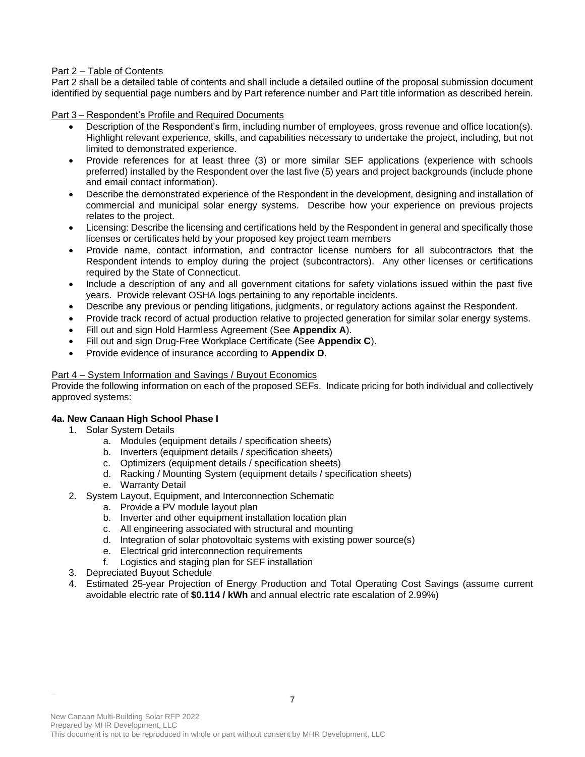Part 2 – Table of Contents

Part 2 shall be a detailed table of contents and shall include a detailed outline of the proposal submission document identified by sequential page numbers and by Part reference number and Part title information as described herein.

Part 3 – Respondent's Profile and Required Documents

- Description of the Respondent's firm, including number of employees, gross revenue and office location(s). Highlight relevant experience, skills, and capabilities necessary to undertake the project, including, but not limited to demonstrated experience.
- Provide references for at least three (3) or more similar SEF applications (experience with schools preferred) installed by the Respondent over the last five (5) years and project backgrounds (include phone and email contact information).
- Describe the demonstrated experience of the Respondent in the development, designing and installation of commercial and municipal solar energy systems. Describe how your experience on previous projects relates to the project.
- Licensing: Describe the licensing and certifications held by the Respondent in general and specifically those licenses or certificates held by your proposed key project team members
- Provide name, contact information, and contractor license numbers for all subcontractors that the Respondent intends to employ during the project (subcontractors). Any other licenses or certifications required by the State of Connecticut.
- Include a description of any and all government citations for safety violations issued within the past five years. Provide relevant OSHA logs pertaining to any reportable incidents.
- Describe any previous or pending litigations, judgments, or regulatory actions against the Respondent.
- Provide track record of actual production relative to projected generation for similar solar energy systems.
- Fill out and sign Hold Harmless Agreement (See **Appendix A**).
- Fill out and sign Drug-Free Workplace Certificate (See **Appendix C**).
- Provide evidence of insurance according to **Appendix D**.

Part 4 – System Information and Savings / Buyout Economics

Provide the following information on each of the proposed SEFs. Indicate pricing for both individual and collectively approved systems:

**4a. New Canaan High School Phase I**

1. Solar System Details
   a. Modules (equipment details / specification sheets)
   b. Inverters (equipment details / specification sheets)
   c. Optimizers (equipment details / specification sheets)
   d. Racking / Mounting System (equipment details / specification sheets)
   e. Warranty Detail
2. System Layout, Equipment, and Interconnection Schematic
   a. Provide a PV module layout plan
   b. Inverter and other equipment installation location plan
   c. All engineering associated with structural and mounting
   d. Integration of solar photovoltaic systems with existing power source(s)
   e. Electrical grid interconnection requirements
   f. Logistics and staging plan for SEF installation
3. Depreciated Buyout Schedule
4. Estimated 25-year Projection of Energy Production and Total Operating Cost Savings (assume current avoidable electric rate of **$0.114 / kWh** and annual electric rate escalation of 2.99%)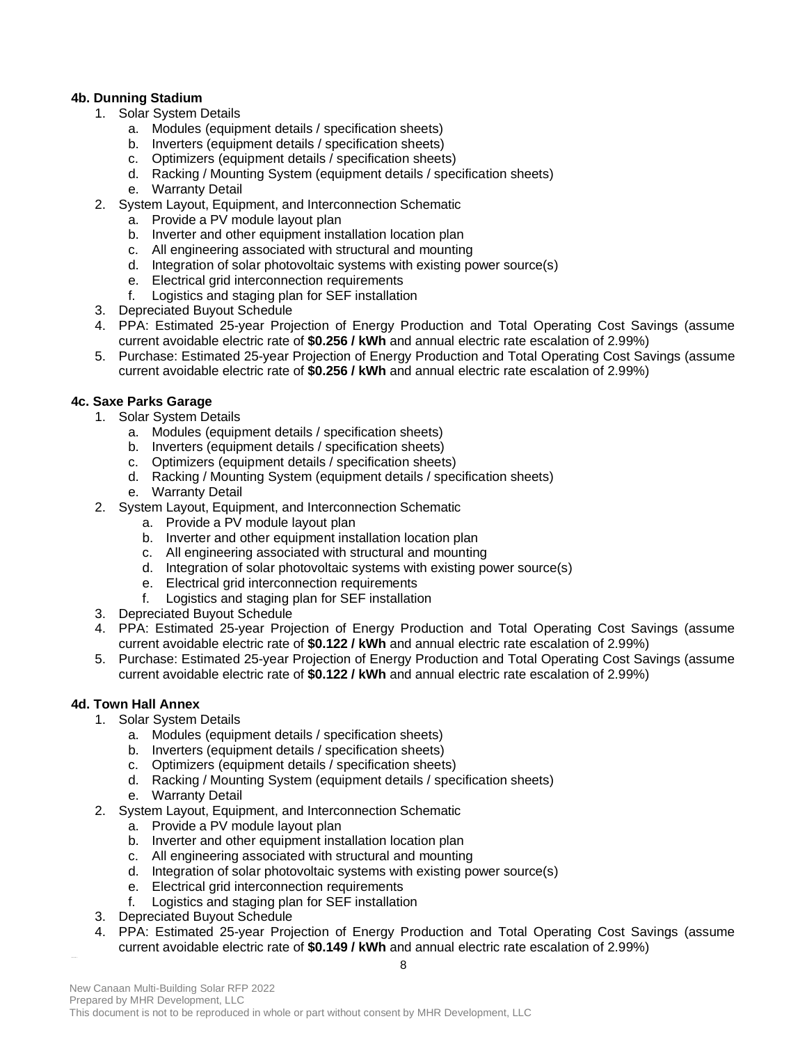**4b. Dunning Stadium**

1. Solar System Details
   a. Modules (equipment details / specification sheets)
   b. Inverters (equipment details / specification sheets)
   c. Optimizers (equipment details / specification sheets)
   d. Racking / Mounting System (equipment details / specification sheets)
   e. Warranty Detail
2. System Layout, Equipment, and Interconnection Schematic
   a. Provide a PV module layout plan
   b. Inverter and other equipment installation location plan
   c. All engineering associated with structural and mounting
   d. Integration of solar photovoltaic systems with existing power source(s)
   e. Electrical grid interconnection requirements
   f. Logistics and staging plan for SEF installation
3. Depreciated Buyout Schedule
4. PPA: Estimated 25-year Projection of Energy Production and Total Operating Cost Savings (assume current avoidable electric rate of **$0.256 / kWh** and annual electric rate escalation of 2.99%)
5. Purchase: Estimated 25-year Projection of Energy Production and Total Operating Cost Savings (assume current avoidable electric rate of **$0.256 / kWh** and annual electric rate escalation of 2.99%)

**4c. Saxe Parks Garage**

1. Solar System Details
   a. Modules (equipment details / specification sheets)
   b. Inverters (equipment details / specification sheets)
   c. Optimizers (equipment details / specification sheets)
   d. Racking / Mounting System (equipment details / specification sheets)
   e. Warranty Detail
2. System Layout, Equipment, and Interconnection Schematic
   a. Provide a PV module layout plan
   b. Inverter and other equipment installation location plan
   c. All engineering associated with structural and mounting
   d. Integration of solar photovoltaic systems with existing power source(s)
   e. Electrical grid interconnection requirements
   f. Logistics and staging plan for SEF installation
3. Depreciated Buyout Schedule
4. PPA: Estimated 25-year Projection of Energy Production and Total Operating Cost Savings (assume current avoidable electric rate of **$0.122 / kWh** and annual electric rate escalation of 2.99%)
5. Purchase: Estimated 25-year Projection of Energy Production and Total Operating Cost Savings (assume current avoidable electric rate of **$0.122 / kWh** and annual electric rate escalation of 2.99%)

**4d. Town Hall Annex**

1. Solar System Details
   a. Modules (equipment details / specification sheets)
   b. Inverters (equipment details / specification sheets)
   c. Optimizers (equipment details / specification sheets)
   d. Racking / Mounting System (equipment details / specification sheets)
   e. Warranty Detail
2. System Layout, Equipment, and Interconnection Schematic
   a. Provide a PV module layout plan
   b. Inverter and other equipment installation location plan
   c. All engineering associated with structural and mounting
   d. Integration of solar photovoltaic systems with existing power source(s)
   e. Electrical grid interconnection requirements
   f. Logistics and staging plan for SEF installation
3. Depreciated Buyout Schedule
4. PPA: Estimated 25-year Projection of Energy Production and Total Operating Cost Savings (assume current avoidable electric rate of **$0.149 / kWh** and annual electric rate escalation of 2.99%)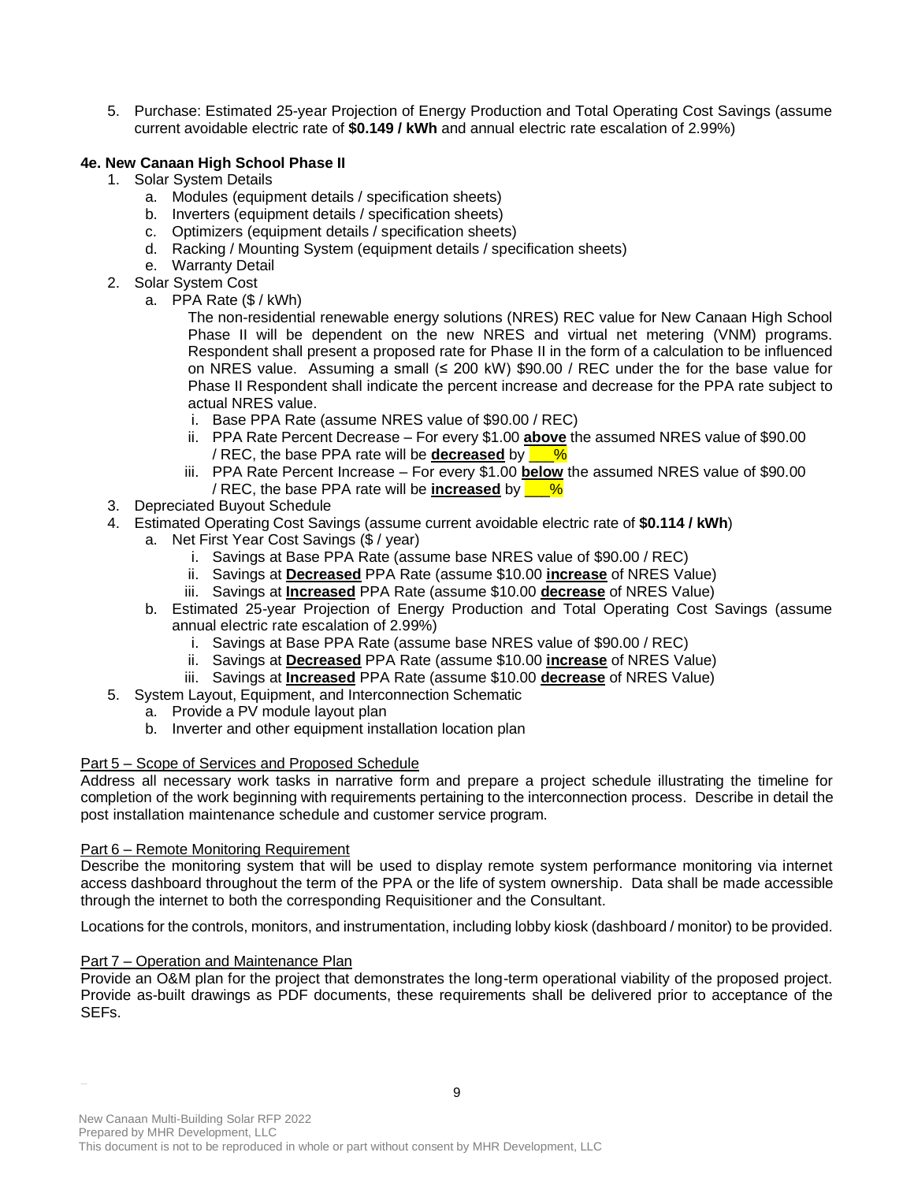5. Purchase: Estimated 25-year Projection of Energy Production and Total Operating Cost Savings (assume current avoidable electric rate of **$0.149 / kWh** and annual electric rate escalation of 2.99%)

**4e. New Canaan High School Phase II**

1. Solar System Details
    a. Modules (equipment details / specification sheets)
    b. Inverters (equipment details / specification sheets)
    c. Optimizers (equipment details / specification sheets)
    d. Racking / Mounting System (equipment details / specification sheets)
    e. Warranty Detail
2. Solar System Cost
    a. PPA Rate ($ / kWh)

        The non-residential renewable energy solutions (NRES) REC value for New Canaan High School Phase II will be dependent on the new NRES and virtual net metering (VNM) programs. Respondent shall present a proposed rate for Phase II in the form of a calculation to be influenced on NRES value. Assuming a small (≤ 200 kW) $90.00 / REC under the for the base value for Phase II Respondent shall indicate the percent increase and decrease for the PPA rate subject to actual NRES value.

        i. Base PPA Rate (assume NRES value of $90.00 / REC)
        ii. PPA Rate Percent Decrease – For every $1.00 **above** the assumed NRES value of $90.00 / REC, the base PPA rate will be **decreased** by ___%
        iii. PPA Rate Percent Increase – For every $1.00 **below** the assumed NRES value of $90.00 / REC, the base PPA rate will be **increased** by ___%
3. Depreciated Buyout Schedule
4. Estimated Operating Cost Savings (assume current avoidable electric rate of **$0.114 / kWh**)
    a. Net First Year Cost Savings ($ / year)
        i. Savings at Base PPA Rate (assume base NRES value of $90.00 / REC)
        ii. Savings at **Decreased** PPA Rate (assume $10.00 **increase** of NRES Value)
        iii. Savings at **Increased** PPA Rate (assume $10.00 **decrease** of NRES Value)
    b. Estimated 25-year Projection of Energy Production and Total Operating Cost Savings (assume annual electric rate escalation of 2.99%)
        i. Savings at Base PPA Rate (assume base NRES value of $90.00 / REC)
        ii. Savings at **Decreased** PPA Rate (assume $10.00 **increase** of NRES Value)
        iii. Savings at **Increased** PPA Rate (assume $10.00 **decrease** of NRES Value)
5. System Layout, Equipment, and Interconnection Schematic
    a. Provide a PV module layout plan
    b. Inverter and other equipment installation location plan

Part 5 – Scope of Services and Proposed Schedule

Address all necessary work tasks in narrative form and prepare a project schedule illustrating the timeline for completion of the work beginning with requirements pertaining to the interconnection process. Describe in detail the post installation maintenance schedule and customer service program.

Part 6 – Remote Monitoring Requirement

Describe the monitoring system that will be used to display remote system performance monitoring via internet access dashboard throughout the term of the PPA or the life of system ownership. Data shall be made accessible through the internet to both the corresponding Requisitioner and the Consultant.

Locations for the controls, monitors, and instrumentation, including lobby kiosk (dashboard / monitor) to be provided.

Part 7 – Operation and Maintenance Plan

Provide an O&M plan for the project that demonstrates the long-term operational viability of the proposed project. Provide as-built drawings as PDF documents, these requirements shall be delivered prior to acceptance of the SEFs.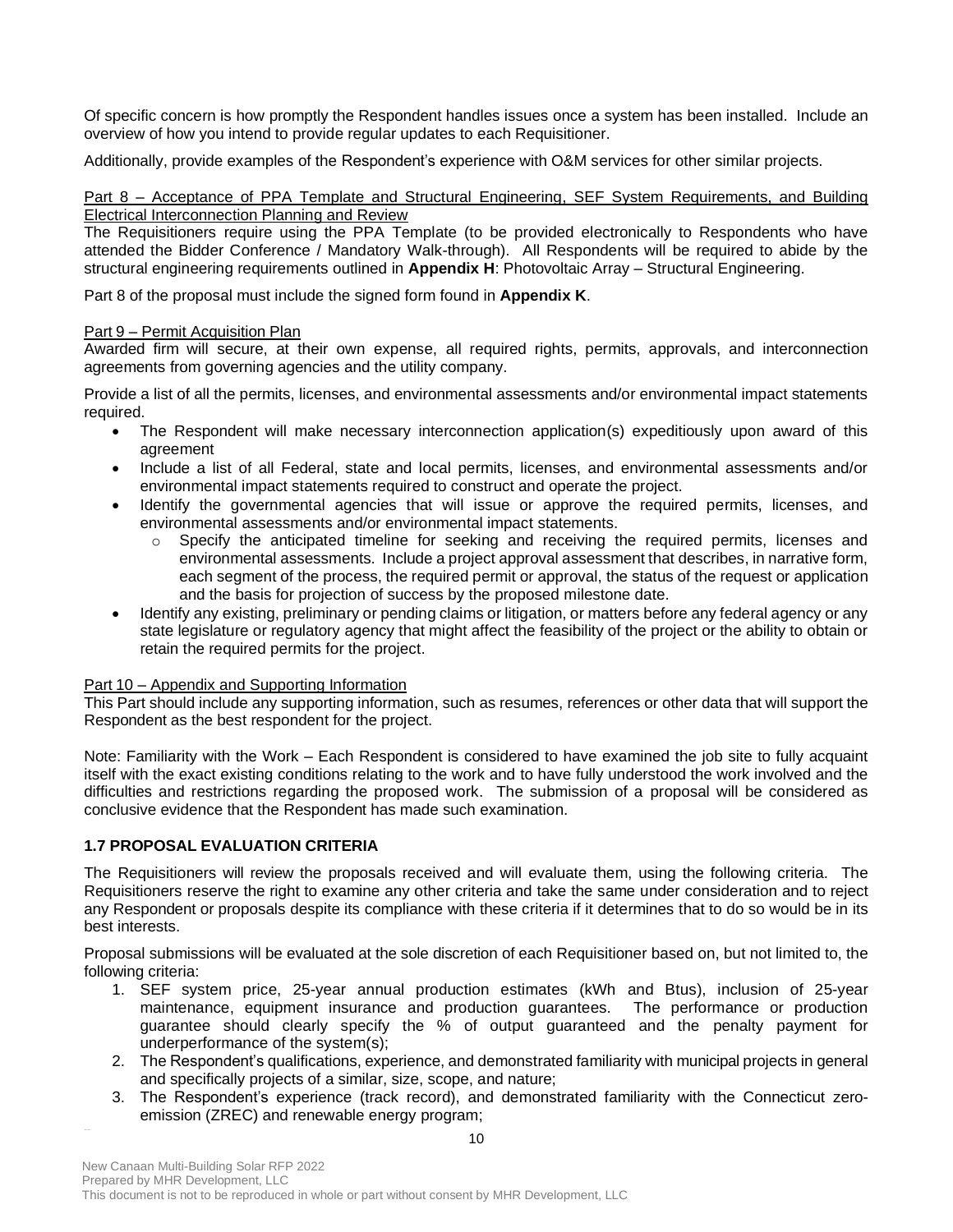Of specific concern is how promptly the Respondent handles issues once a system has been installed. Include an overview of how you intend to provide regular updates to each Requisitioner.

Additionally, provide examples of the Respondent's experience with O&M services for other similar projects.

Part 8 – Acceptance of PPA Template and Structural Engineering, SEF System Requirements, and Building Electrical Interconnection Planning and Review

The Requisitioners require using the PPA Template (to be provided electronically to Respondents who have attended the Bidder Conference / Mandatory Walk-through). All Respondents will be required to abide by the structural engineering requirements outlined in **Appendix H**: Photovoltaic Array – Structural Engineering.

Part 8 of the proposal must include the signed form found in **Appendix K**.

Part 9 – Permit Acquisition Plan

Awarded firm will secure, at their own expense, all required rights, permits, approvals, and interconnection agreements from governing agencies and the utility company.

Provide a list of all the permits, licenses, and environmental assessments and/or environmental impact statements required.

- The Respondent will make necessary interconnection application(s) expeditiously upon award of this agreement
- Include a list of all Federal, state and local permits, licenses, and environmental assessments and/or environmental impact statements required to construct and operate the project.
- Identify the governmental agencies that will issue or approve the required permits, licenses, and environmental assessments and/or environmental impact statements.
    - Specify the anticipated timeline for seeking and receiving the required permits, licenses and environmental assessments. Include a project approval assessment that describes, in narrative form, each segment of the process, the required permit or approval, the status of the request or application and the basis for projection of success by the proposed milestone date.
- Identify any existing, preliminary or pending claims or litigation, or matters before any federal agency or any state legislature or regulatory agency that might affect the feasibility of the project or the ability to obtain or retain the required permits for the project.

Part 10 – Appendix and Supporting Information

This Part should include any supporting information, such as resumes, references or other data that will support the Respondent as the best respondent for the project.

Note: Familiarity with the Work – Each Respondent is considered to have examined the job site to fully acquaint itself with the exact existing conditions relating to the work and to have fully understood the work involved and the difficulties and restrictions regarding the proposed work. The submission of a proposal will be considered as conclusive evidence that the Respondent has made such examination.

### 1.7 PROPOSAL EVALUATION CRITERIA

The Requisitioners will review the proposals received and will evaluate them, using the following criteria. The Requisitioners reserve the right to examine any other criteria and take the same under consideration and to reject any Respondent or proposals despite its compliance with these criteria if it determines that to do so would be in its best interests.

Proposal submissions will be evaluated at the sole discretion of each Requisitioner based on, but not limited to, the following criteria:

1. SEF system price, 25-year annual production estimates (kWh and Btus), inclusion of 25-year maintenance, equipment insurance and production guarantees. The performance or production guarantee should clearly specify the % of output guaranteed and the penalty payment for underperformance of the system(s);
2. The Respondent's qualifications, experience, and demonstrated familiarity with municipal projects in general and specifically projects of a similar, size, scope, and nature;
3. The Respondent's experience (track record), and demonstrated familiarity with the Connecticut zero-emission (ZREC) and renewable energy program;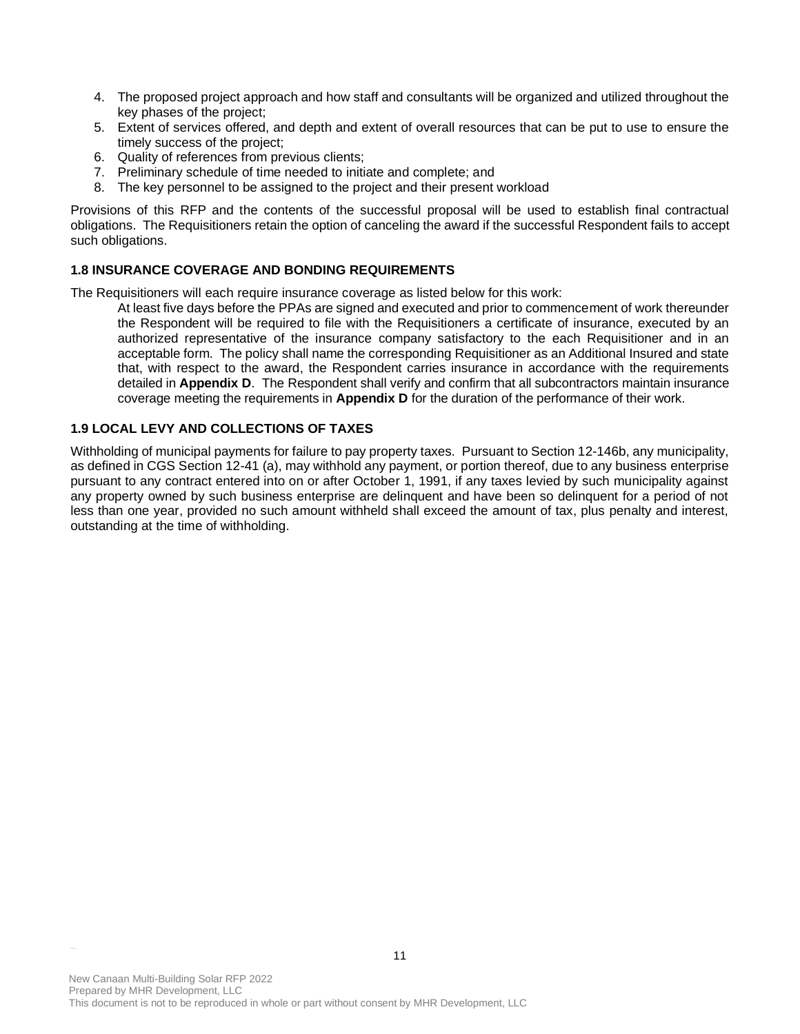4. The proposed project approach and how staff and consultants will be organized and utilized throughout the key phases of the project;
5. Extent of services offered, and depth and extent of overall resources that can be put to use to ensure the timely success of the project;
6. Quality of references from previous clients;
7. Preliminary schedule of time needed to initiate and complete; and
8. The key personnel to be assigned to the project and their present workload

Provisions of this RFP and the contents of the successful proposal will be used to establish final contractual obligations. The Requisitioners retain the option of canceling the award if the successful Respondent fails to accept such obligations.

### 1.8 INSURANCE COVERAGE AND BONDING REQUIREMENTS

The Requisitioners will each require insurance coverage as listed below for this work:

> At least five days before the PPAs are signed and executed and prior to commencement of work thereunder the Respondent will be required to file with the Requisitioners a certificate of insurance, executed by an authorized representative of the insurance company satisfactory to the each Requisitioner and in an acceptable form. The policy shall name the corresponding Requisitioner as an Additional Insured and state that, with respect to the award, the Respondent carries insurance in accordance with the requirements detailed in **Appendix D**. The Respondent shall verify and confirm that all subcontractors maintain insurance coverage meeting the requirements in **Appendix D** for the duration of the performance of their work.

### 1.9 LOCAL LEVY AND COLLECTIONS OF TAXES

Withholding of municipal payments for failure to pay property taxes. Pursuant to Section 12-146b, any municipality, as defined in CGS Section 12-41 (a), may withhold any payment, or portion thereof, due to any business enterprise pursuant to any contract entered into on or after October 1, 1991, if any taxes levied by such municipality against any property owned by such business enterprise are delinquent and have been so delinquent for a period of not less than one year, provided no such amount withheld shall exceed the amount of tax, plus penalty and interest, outstanding at the time of withholding.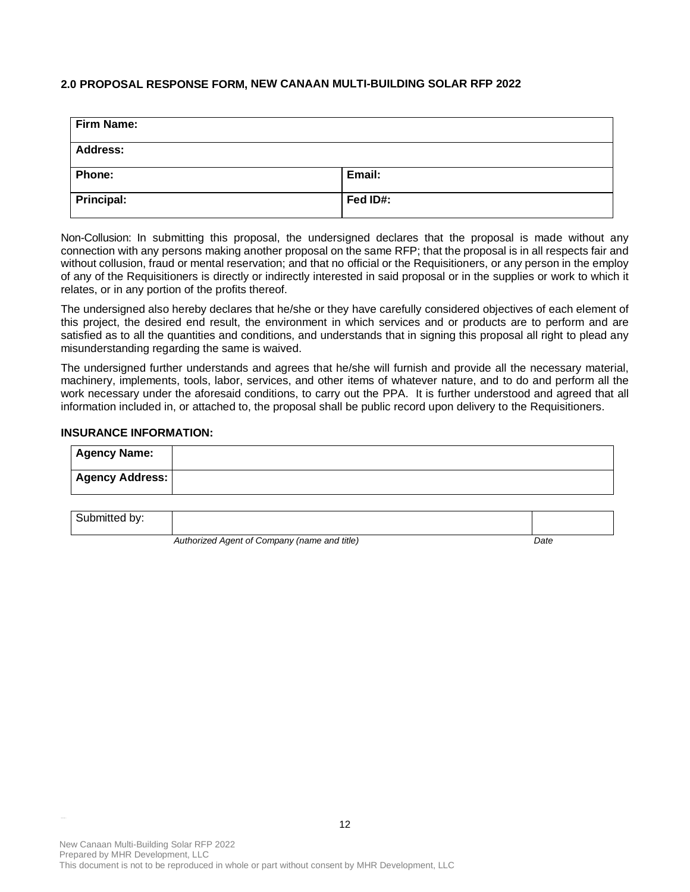**2.0 PROPOSAL RESPONSE FORM, NEW CANAAN MULTI-BUILDING SOLAR RFP 2022**

| **Firm Name:** | |
|---|---|
| **Address:** | |
| **Phone:** | **Email:** |
| **Principal:** | **Fed ID#:** |

Non-Collusion: In submitting this proposal, the undersigned declares that the proposal is made without any connection with any persons making another proposal on the same RFP; that the proposal is in all respects fair and without collusion, fraud or mental reservation; and that no official or the Requisitioners, or any person in the employ of any of the Requisitioners is directly or indirectly interested in said proposal or in the supplies or work to which it relates, or in any portion of the profits thereof.

The undersigned also hereby declares that he/she or they have carefully considered objectives of each element of this project, the desired end result, the environment in which services and or products are to perform and are satisfied as to all the quantities and conditions, and understands that in signing this proposal all right to plead any misunderstanding regarding the same is waived.

The undersigned further understands and agrees that he/she will furnish and provide all the necessary material, machinery, implements, tools, labor, services, and other items of whatever nature, and to do and perform all the work necessary under the aforesaid conditions, to carry out the PPA. It is further understood and agreed that all information included in, or attached to, the proposal shall be public record upon delivery to the Requisitioners.

**INSURANCE INFORMATION:**

| **Agency Name:** | |
|---|---|
| **Agency Address:** | |

| Submitted by: | | |
|---|---|---|
| | *Authorized Agent of Company (name and title)* | *Date* |

New Canaan Multi-Building Solar RFP 2022
Prepared by MHR Development, LLC
This document is not to be reproduced in whole or part without consent by MHR Development, LLC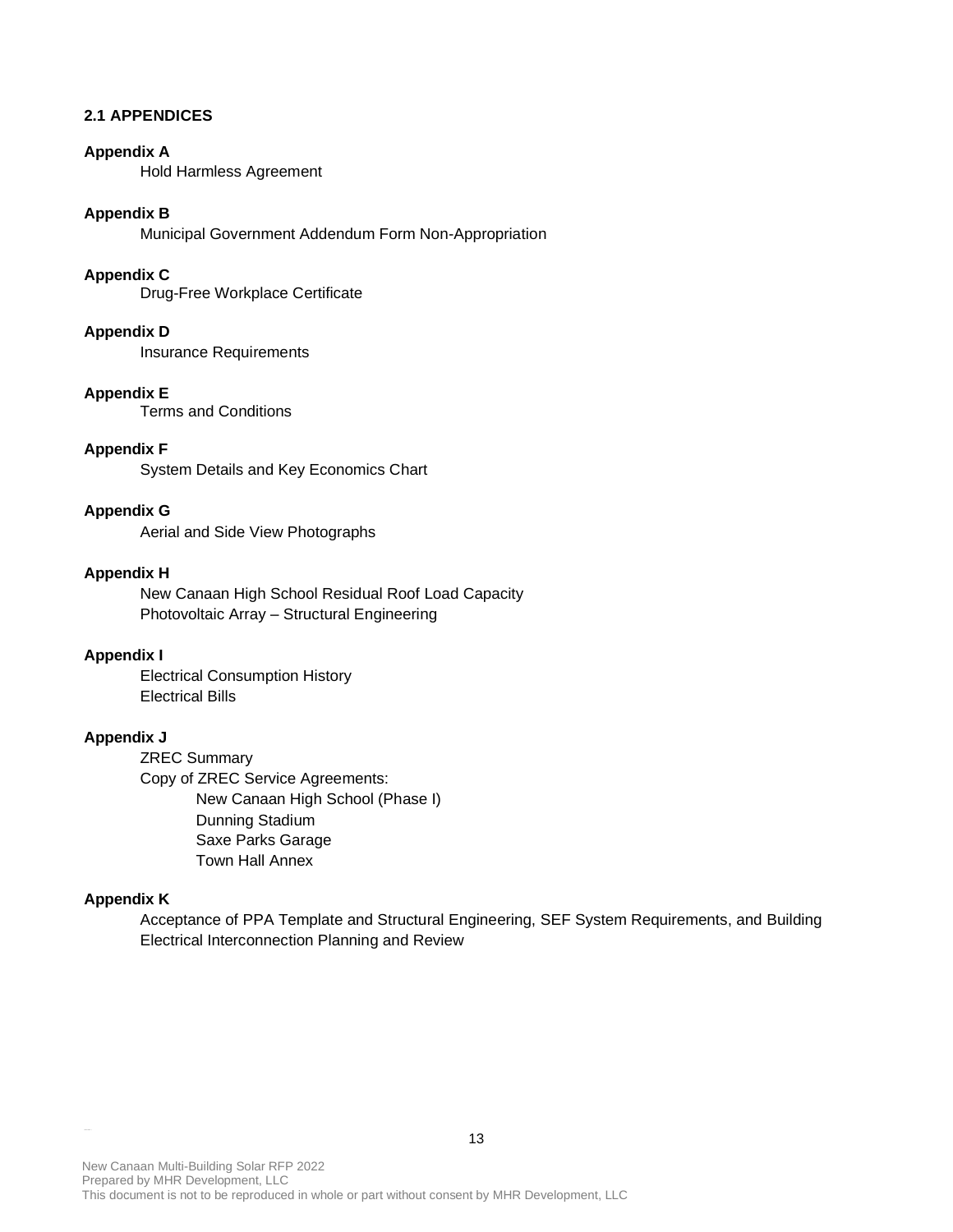## 2.1 APPENDICES

**Appendix A**

Hold Harmless Agreement

**Appendix B**

Municipal Government Addendum Form Non-Appropriation

**Appendix C**

Drug-Free Workplace Certificate

**Appendix D**

Insurance Requirements

**Appendix E**

Terms and Conditions

**Appendix F**

System Details and Key Economics Chart

**Appendix G**

Aerial and Side View Photographs

**Appendix H**

New Canaan High School Residual Roof Load Capacity
Photovoltaic Array – Structural Engineering

**Appendix I**

Electrical Consumption History
Electrical Bills

**Appendix J**

ZREC Summary
Copy of ZREC Service Agreements:

- New Canaan High School (Phase I)
- Dunning Stadium
- Saxe Parks Garage
- Town Hall Annex

**Appendix K**

Acceptance of PPA Template and Structural Engineering, SEF System Requirements, and Building Electrical Interconnection Planning and Review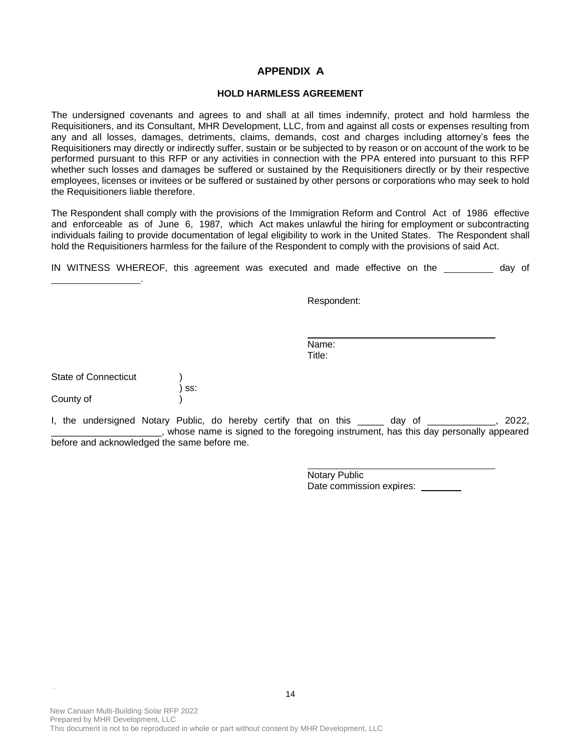# APPENDIX A

## HOLD HARMLESS AGREEMENT

The undersigned covenants and agrees to and shall at all times indemnify, protect and hold harmless the Requisitioners, and its Consultant, MHR Development, LLC, from and against all costs or expenses resulting from any and all losses, damages, detriments, claims, demands, cost and charges including attorney's fees the Requisitioners may directly or indirectly suffer, sustain or be subjected to by reason or on account of the work to be performed pursuant to this RFP or any activities in connection with the PPA entered into pursuant to this RFP whether such losses and damages be suffered or sustained by the Requisitioners directly or by their respective employees, licenses or invitees or be suffered or sustained by other persons or corporations who may seek to hold the Requisitioners liable therefore.

The Respondent shall comply with the provisions of the Immigration Reform and Control Act of 1986 effective and enforceable as of June 6, 1987, which Act makes unlawful the hiring for employment or subcontracting individuals failing to provide documentation of legal eligibility to work in the United States. The Respondent shall hold the Requisitioners harmless for the failure of the Respondent to comply with the provisions of said Act.

IN WITNESS WHEREOF, this agreement was executed and made effective on the __________ day of _________________.

Respondent:

_____________________________________

Name:
Title:

State of Connecticut )
) ss:
County of )

I, the undersigned Notary Public, do hereby certify that on this _____ day of _____________, 2022, _____________________, whose name is signed to the foregoing instrument, has this day personally appeared before and acknowledged the same before me.

_____________________________________

Notary Public
Date commission expires: ________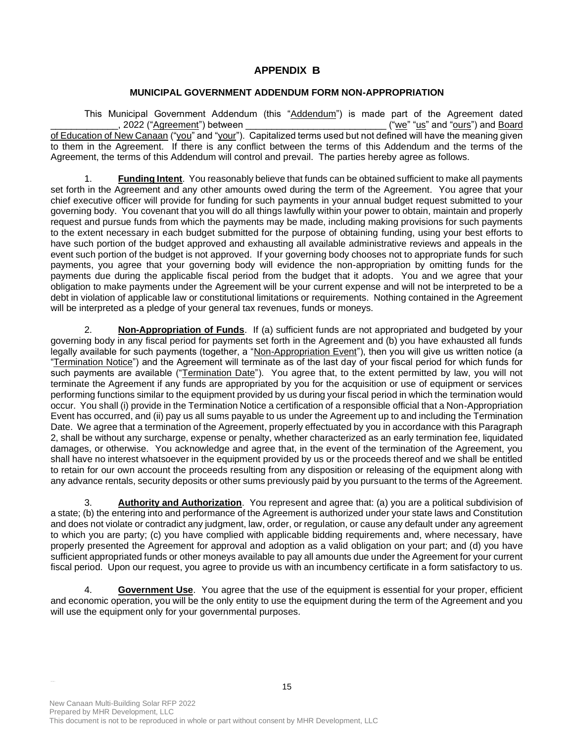# APPENDIX B

## MUNICIPAL GOVERNMENT ADDENDUM FORM NON-APPROPRIATION

This Municipal Government Addendum (this "Addendum") is made part of the Agreement dated _____________, 2022 ("Agreement") between ___________________________ ("we" "us" and "ours") and Board of Education of New Canaan ("you" and "your"). Capitalized terms used but not defined will have the meaning given to them in the Agreement. If there is any conflict between the terms of this Addendum and the terms of the Agreement, the terms of this Addendum will control and prevail. The parties hereby agree as follows.

1. **Funding Intent**. You reasonably believe that funds can be obtained sufficient to make all payments set forth in the Agreement and any other amounts owed during the term of the Agreement. You agree that your chief executive officer will provide for funding for such payments in your annual budget request submitted to your governing body. You covenant that you will do all things lawfully within your power to obtain, maintain and properly request and pursue funds from which the payments may be made, including making provisions for such payments to the extent necessary in each budget submitted for the purpose of obtaining funding, using your best efforts to have such portion of the budget approved and exhausting all available administrative reviews and appeals in the event such portion of the budget is not approved. If your governing body chooses not to appropriate funds for such payments, you agree that your governing body will evidence the non-appropriation by omitting funds for the payments due during the applicable fiscal period from the budget that it adopts. You and we agree that your obligation to make payments under the Agreement will be your current expense and will not be interpreted to be a debt in violation of applicable law or constitutional limitations or requirements. Nothing contained in the Agreement will be interpreted as a pledge of your general tax revenues, funds or moneys.

2. **Non-Appropriation of Funds**. If (a) sufficient funds are not appropriated and budgeted by your governing body in any fiscal period for payments set forth in the Agreement and (b) you have exhausted all funds legally available for such payments (together, a "Non-Appropriation Event"), then you will give us written notice (a "Termination Notice") and the Agreement will terminate as of the last day of your fiscal period for which funds for such payments are available ("Termination Date"). You agree that, to the extent permitted by law, you will not terminate the Agreement if any funds are appropriated by you for the acquisition or use of equipment or services performing functions similar to the equipment provided by us during your fiscal period in which the termination would occur. You shall (i) provide in the Termination Notice a certification of a responsible official that a Non-Appropriation Event has occurred, and (ii) pay us all sums payable to us under the Agreement up to and including the Termination Date. We agree that a termination of the Agreement, properly effectuated by you in accordance with this Paragraph 2, shall be without any surcharge, expense or penalty, whether characterized as an early termination fee, liquidated damages, or otherwise. You acknowledge and agree that, in the event of the termination of the Agreement, you shall have no interest whatsoever in the equipment provided by us or the proceeds thereof and we shall be entitled to retain for our own account the proceeds resulting from any disposition or releasing of the equipment along with any advance rentals, security deposits or other sums previously paid by you pursuant to the terms of the Agreement.

3. **Authority and Authorization**. You represent and agree that: (a) you are a political subdivision of a state; (b) the entering into and performance of the Agreement is authorized under your state laws and Constitution and does not violate or contradict any judgment, law, order, or regulation, or cause any default under any agreement to which you are party; (c) you have complied with applicable bidding requirements and, where necessary, have properly presented the Agreement for approval and adoption as a valid obligation on your part; and (d) you have sufficient appropriated funds or other moneys available to pay all amounts due under the Agreement for your current fiscal period. Upon our request, you agree to provide us with an incumbency certificate in a form satisfactory to us.

4. **Government Use**. You agree that the use of the equipment is essential for your proper, efficient and economic operation, you will be the only entity to use the equipment during the term of the Agreement and you will use the equipment only for your governmental purposes.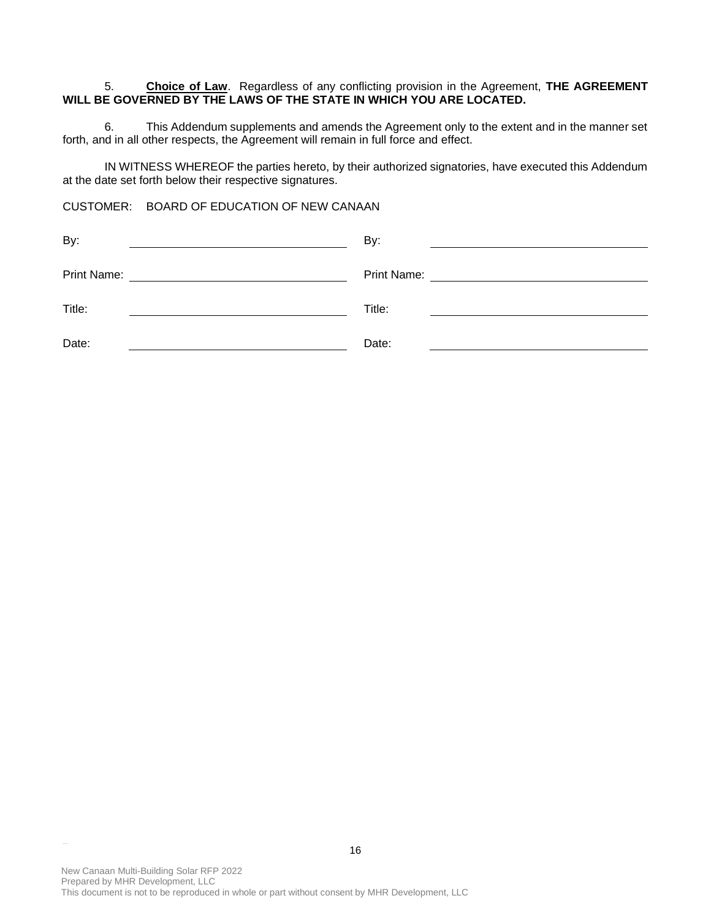5. **Choice of Law**. Regardless of any conflicting provision in the Agreement, **THE AGREEMENT WILL BE GOVERNED BY THE LAWS OF THE STATE IN WHICH YOU ARE LOCATED.**

6. This Addendum supplements and amends the Agreement only to the extent and in the manner set forth, and in all other respects, the Agreement will remain in full force and effect.

IN WITNESS WHEREOF the parties hereto, by their authorized signatories, have executed this Addendum at the date set forth below their respective signatures.

CUSTOMER: BOARD OF EDUCATION OF NEW CANAAN

| | | | |
|---|---|---|---|
| By: | ______________________ | By: | ______________________ |
| Print Name: | ______________________ | Print Name: | ______________________ |
| Title: | ______________________ | Title: | ______________________ |
| Date: | ______________________ | Date: | ______________________ |

New Canaan Multi-Building Solar RFP 2022
Prepared by MHR Development, LLC
This document is not to be reproduced in whole or part without consent by MHR Development, LLC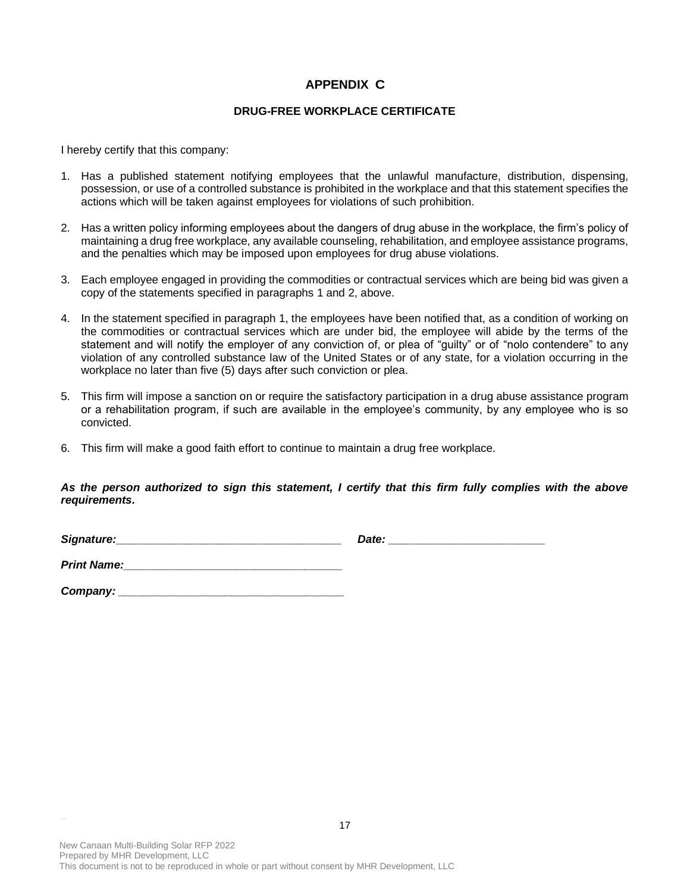# APPENDIX C

## DRUG-FREE WORKPLACE CERTIFICATE

I hereby certify that this company:

1. Has a published statement notifying employees that the unlawful manufacture, distribution, dispensing, possession, or use of a controlled substance is prohibited in the workplace and that this statement specifies the actions which will be taken against employees for violations of such prohibition.

2. Has a written policy informing employees about the dangers of drug abuse in the workplace, the firm's policy of maintaining a drug free workplace, any available counseling, rehabilitation, and employee assistance programs, and the penalties which may be imposed upon employees for drug abuse violations.

3. Each employee engaged in providing the commodities or contractual services which are being bid was given a copy of the statements specified in paragraphs 1 and 2, above.

4. In the statement specified in paragraph 1, the employees have been notified that, as a condition of working on the commodities or contractual services which are under bid, the employee will abide by the terms of the statement and will notify the employer of any conviction of, or plea of "guilty" or of "nolo contendere" to any violation of any controlled substance law of the United States or of any state, for a violation occurring in the workplace no later than five (5) days after such conviction or plea.

5. This firm will impose a sanction on or require the satisfactory participation in a drug abuse assistance program or a rehabilitation program, if such are available in the employee's community, by any employee who is so convicted.

6. This firm will make a good faith effort to continue to maintain a drug free workplace.

***As the person authorized to sign this statement, I certify that this firm fully complies with the above requirements.***

***Signature:***_____________________________________ ***Date:*** _________________________

***Print Name:***___________________________________

***Company:*** _____________________________________

New Canaan Multi-Building Solar RFP 2022
Prepared by MHR Development, LLC
This document is not to be reproduced in whole or part without consent by MHR Development, LLC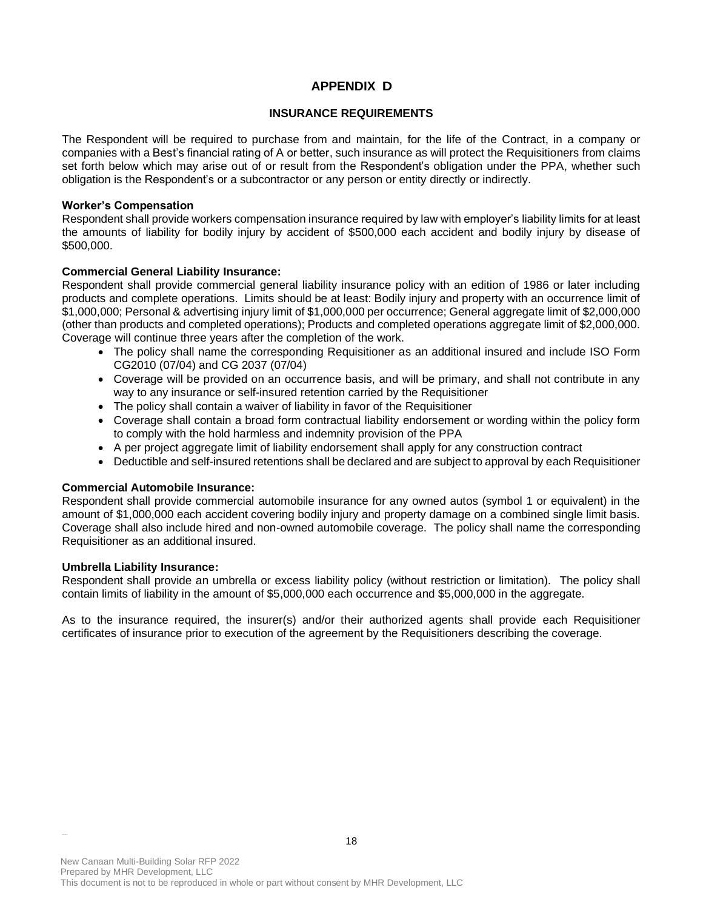# APPENDIX D

## INSURANCE REQUIREMENTS

The Respondent will be required to purchase from and maintain, for the life of the Contract, in a company or companies with a Best's financial rating of A or better, such insurance as will protect the Requisitioners from claims set forth below which may arise out of or result from the Respondent's obligation under the PPA, whether such obligation is the Respondent's or a subcontractor or any person or entity directly or indirectly.

**Worker's Compensation**
Respondent shall provide workers compensation insurance required by law with employer's liability limits for at least the amounts of liability for bodily injury by accident of $500,000 each accident and bodily injury by disease of $500,000.

**Commercial General Liability Insurance:**
Respondent shall provide commercial general liability insurance policy with an edition of 1986 or later including products and complete operations. Limits should be at least: Bodily injury and property with an occurrence limit of $1,000,000; Personal & advertising injury limit of $1,000,000 per occurrence; General aggregate limit of $2,000,000 (other than products and completed operations); Products and completed operations aggregate limit of $2,000,000. Coverage will continue three years after the completion of the work.

- The policy shall name the corresponding Requisitioner as an additional insured and include ISO Form CG2010 (07/04) and CG 2037 (07/04)
- Coverage will be provided on an occurrence basis, and will be primary, and shall not contribute in any way to any insurance or self-insured retention carried by the Requisitioner
- The policy shall contain a waiver of liability in favor of the Requisitioner
- Coverage shall contain a broad form contractual liability endorsement or wording within the policy form to comply with the hold harmless and indemnity provision of the PPA
- A per project aggregate limit of liability endorsement shall apply for any construction contract
- Deductible and self-insured retentions shall be declared and are subject to approval by each Requisitioner

**Commercial Automobile Insurance:**
Respondent shall provide commercial automobile insurance for any owned autos (symbol 1 or equivalent) in the amount of $1,000,000 each accident covering bodily injury and property damage on a combined single limit basis. Coverage shall also include hired and non-owned automobile coverage. The policy shall name the corresponding Requisitioner as an additional insured.

**Umbrella Liability Insurance:**
Respondent shall provide an umbrella or excess liability policy (without restriction or limitation). The policy shall contain limits of liability in the amount of $5,000,000 each occurrence and $5,000,000 in the aggregate.

As to the insurance required, the insurer(s) and/or their authorized agents shall provide each Requisitioner certificates of insurance prior to execution of the agreement by the Requisitioners describing the coverage.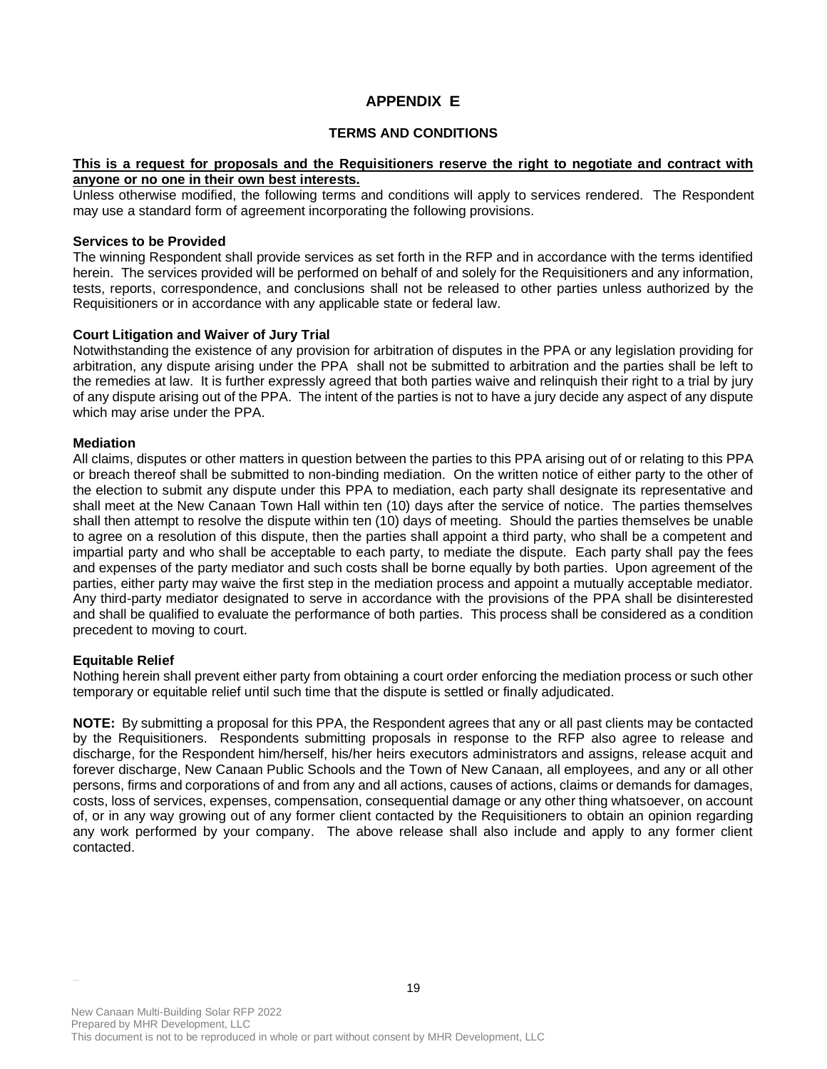# APPENDIX E

## TERMS AND CONDITIONS

**This is a request for proposals and the Requisitioners reserve the right to negotiate and contract with anyone or no one in their own best interests.**

Unless otherwise modified, the following terms and conditions will apply to services rendered. The Respondent may use a standard form of agreement incorporating the following provisions.

**Services to be Provided**

The winning Respondent shall provide services as set forth in the RFP and in accordance with the terms identified herein. The services provided will be performed on behalf of and solely for the Requisitioners and any information, tests, reports, correspondence, and conclusions shall not be released to other parties unless authorized by the Requisitioners or in accordance with any applicable state or federal law.

**Court Litigation and Waiver of Jury Trial**

Notwithstanding the existence of any provision for arbitration of disputes in the PPA or any legislation providing for arbitration, any dispute arising under the PPA shall not be submitted to arbitration and the parties shall be left to the remedies at law. It is further expressly agreed that both parties waive and relinquish their right to a trial by jury of any dispute arising out of the PPA. The intent of the parties is not to have a jury decide any aspect of any dispute which may arise under the PPA.

**Mediation**

All claims, disputes or other matters in question between the parties to this PPA arising out of or relating to this PPA or breach thereof shall be submitted to non-binding mediation. On the written notice of either party to the other of the election to submit any dispute under this PPA to mediation, each party shall designate its representative and shall meet at the New Canaan Town Hall within ten (10) days after the service of notice. The parties themselves shall then attempt to resolve the dispute within ten (10) days of meeting. Should the parties themselves be unable to agree on a resolution of this dispute, then the parties shall appoint a third party, who shall be a competent and impartial party and who shall be acceptable to each party, to mediate the dispute. Each party shall pay the fees and expenses of the party mediator and such costs shall be borne equally by both parties. Upon agreement of the parties, either party may waive the first step in the mediation process and appoint a mutually acceptable mediator. Any third-party mediator designated to serve in accordance with the provisions of the PPA shall be disinterested and shall be qualified to evaluate the performance of both parties. This process shall be considered as a condition precedent to moving to court.

**Equitable Relief**

Nothing herein shall prevent either party from obtaining a court order enforcing the mediation process or such other temporary or equitable relief until such time that the dispute is settled or finally adjudicated.

**NOTE:** By submitting a proposal for this PPA, the Respondent agrees that any or all past clients may be contacted by the Requisitioners. Respondents submitting proposals in response to the RFP also agree to release and discharge, for the Respondent him/herself, his/her heirs executors administrators and assigns, release acquit and forever discharge, New Canaan Public Schools and the Town of New Canaan, all employees, and any or all other persons, firms and corporations of and from any and all actions, causes of actions, claims or demands for damages, costs, loss of services, expenses, compensation, consequential damage or any other thing whatsoever, on account of, or in any way growing out of any former client contacted by the Requisitioners to obtain an opinion regarding any work performed by your company. The above release shall also include and apply to any former client contacted.